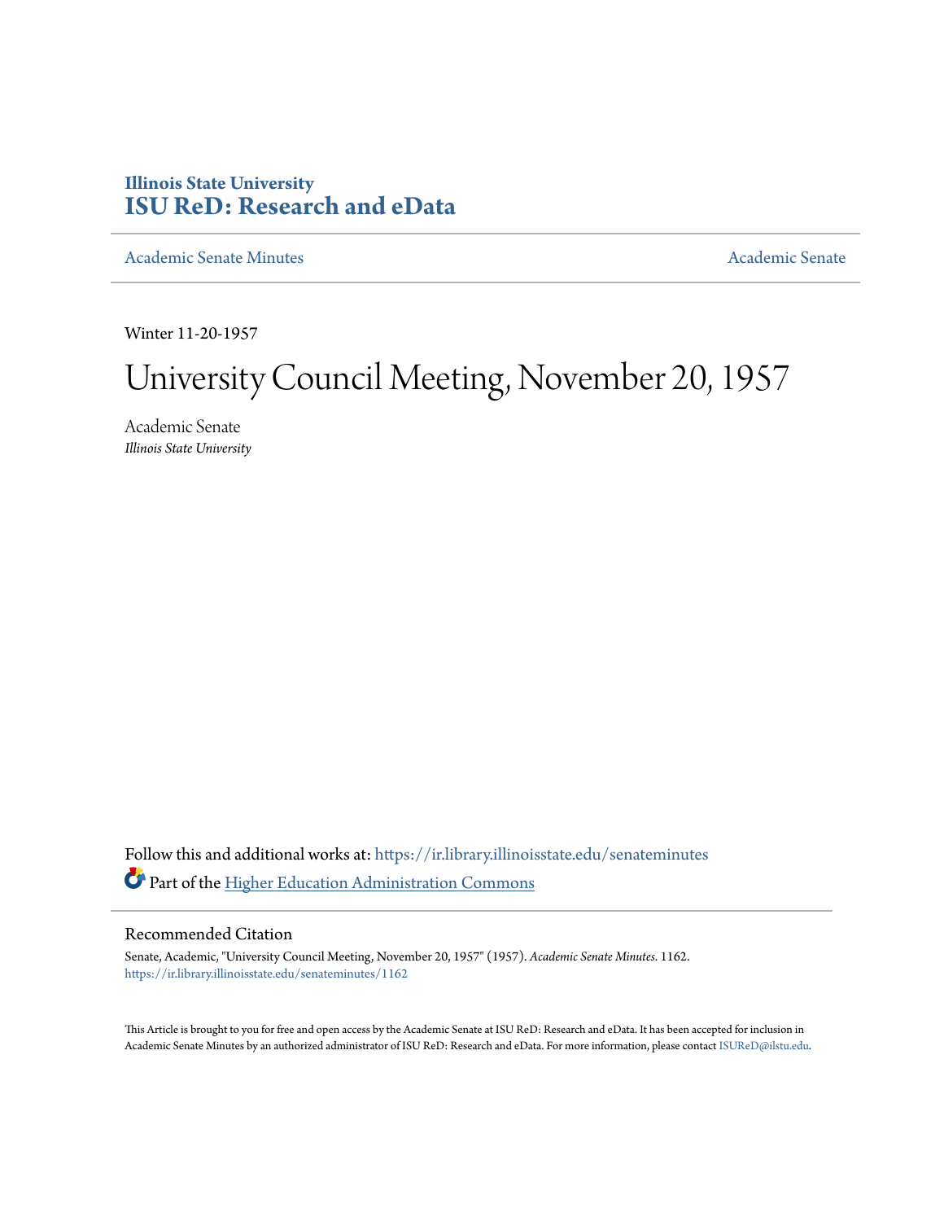# Illinois State University
# ISU ReD: Research and eData

Academic Senate Minutes

Academic Senate

Winter 11-20-1957

# University Council Meeting, November 20, 1957

Academic Senate
*Illinois State University*

Follow this and additional works at: https://ir.library.illinoisstate.edu/senateminutes

Part of the Higher Education Administration Commons

## Recommended Citation

Senate, Academic, "University Council Meeting, November 20, 1957" (1957). *Academic Senate Minutes*. 1162.
https://ir.library.illinoisstate.edu/senateminutes/1162

This Article is brought to you for free and open access by the Academic Senate at ISU ReD: Research and eData. It has been accepted for inclusion in Academic Senate Minutes by an authorized administrator of ISU ReD: Research and eData. For more information, please contact ISUReD@ilstu.edu.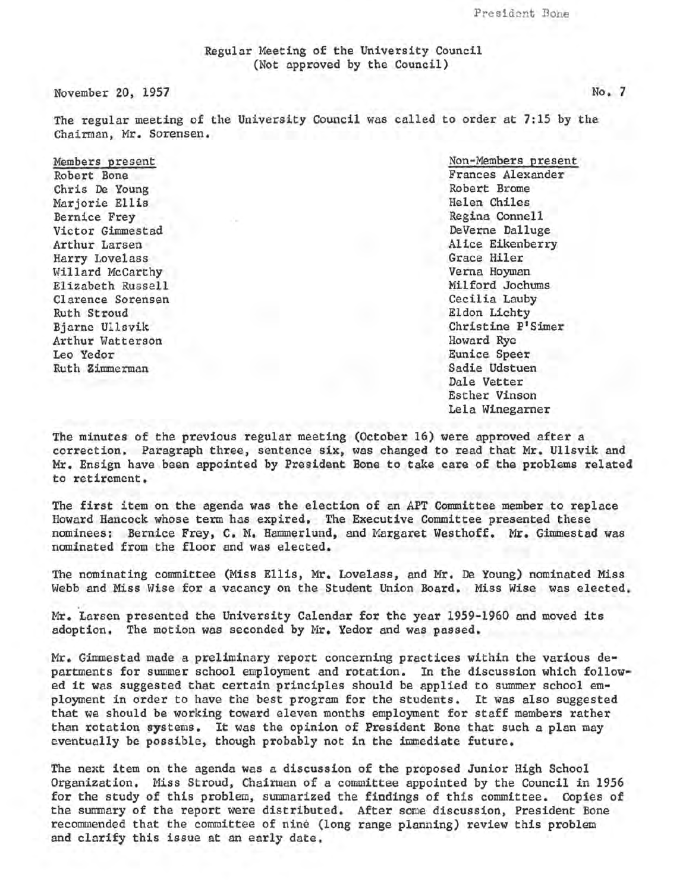President Bone

Regular Meeting of the University Council
(Not approved by the Council)

November 20, 1957 No. 7

The regular meeting of the University Council was called to order at 7:15 by the Chairman, Mr. Sorensen.

Members present
Robert Bone
Chris De Young
Marjorie Ellis
Bernice Frey
Victor Gimmestad
Arthur Larsen
Harry Lovelass
Willard McCarthy
Elizabeth Russell
Clarence Sorensen
Ruth Stroud
Bjarne Ullsvik
Arthur Watterson
Leo Yedor
Ruth Zimmerman

Non-Members present
Frances Alexander
Robert Brome
Helen Chiles
Regina Connell
DeVerne Dalluge
Alice Eikenberry
Grace Hiler
Verna Hoyman
Milford Jochums
Cecilia Lauby
Eldon Lichty
Christine P'Simer
Howard Rye
Eunice Speer
Sadie Udstuen
Dale Vetter
Esther Vinson
Lela Winegarner

The minutes of the previous regular meeting (October 16) were approved after a correction. Paragraph three, sentence six, was changed to read that Mr. Ullsvik and Mr. Ensign have been appointed by President Bone to take care of the problems related to retirement.

The first item on the agenda was the election of an APT Committee member to replace Howard Hancock whose term has expired. The Executive Committee presented these nominees: Bernice Frey, C. M. Hammerlund, and Margaret Westhoff. Mr. Gimmestad was nominated from the floor and was elected.

The nominating committee (Miss Ellis, Mr. Lovelass, and Mr. De Young) nominated Miss Webb and Miss Wise for a vacancy on the Student Union Board. Miss Wise was elected.

Mr. Larsen presented the University Calendar for the year 1959-1960 and moved its adoption. The motion was seconded by Mr. Yedor and was passed.

Mr. Gimmestad made a preliminary report concerning practices within the various departments for summer school employment and rotation. In the discussion which followed it was suggested that certain principles should be applied to summer school employment in order to have the best program for the students. It was also suggested that we should be working toward eleven months employment for staff members rather than rotation systems. It was the opinion of President Bone that such a plan may eventually be possible, though probably not in the immediate future.

The next item on the agenda was a discussion of the proposed Junior High School Organization. Miss Stroud, Chairman of a committee appointed by the Council in 1956 for the study of this problem, summarized the findings of this committee. Copies of the summary of the report were distributed. After some discussion, President Bone recommended that the committee of nine (long range planning) review this problem and clarify this issue at an early date.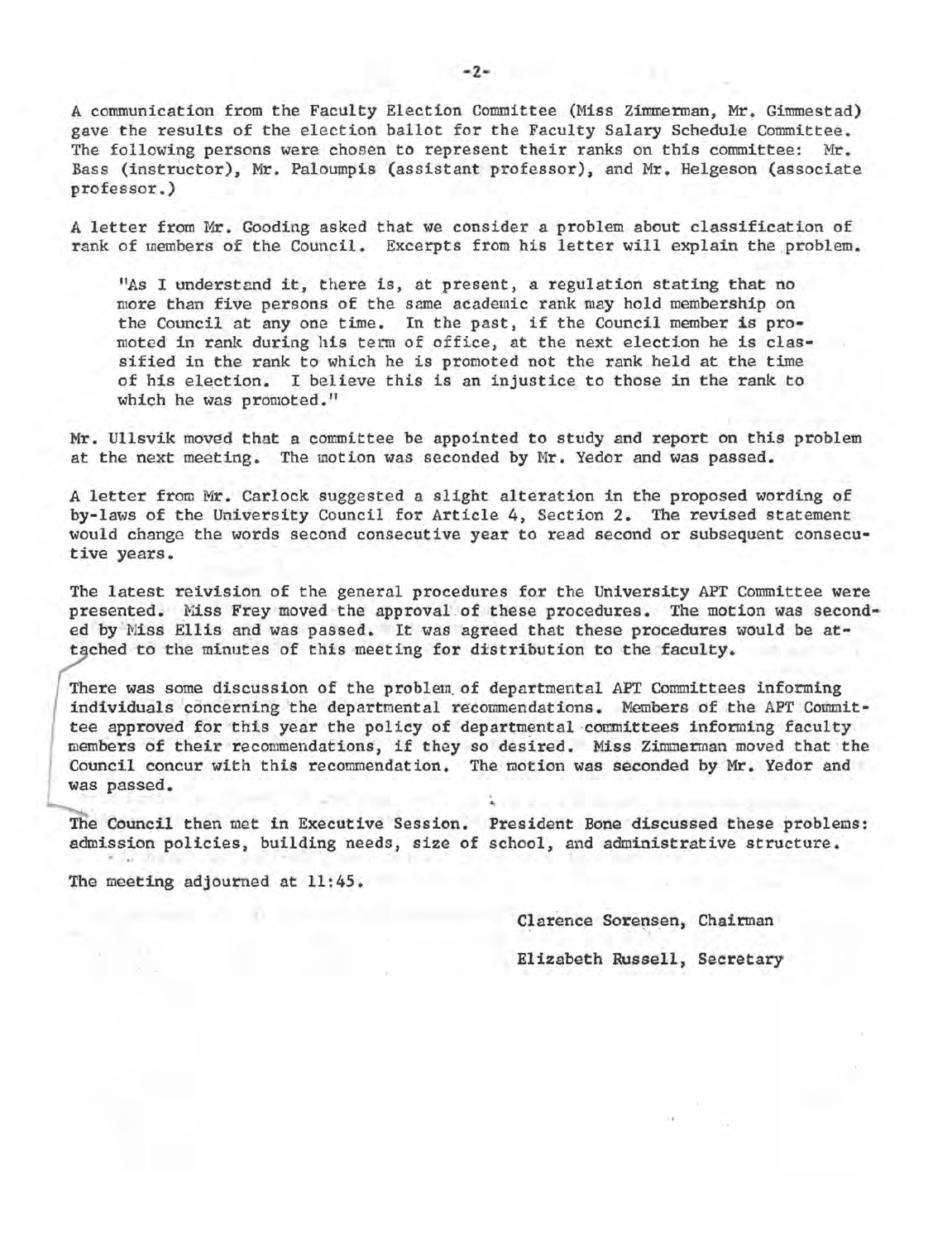A communication from the Faculty Election Committee (Miss Zimmerman, Mr. Gimmestad) gave the results of the election ballot for the Faculty Salary Schedule Committee. The following persons were chosen to represent their ranks on this committee: Mr. Bass (instructor), Mr. Paloumpis (assistant professor), and Mr. Helgeson (associate professor.)

A letter from Mr. Gooding asked that we consider a problem about classification of rank of members of the Council. Excerpts from his letter will explain the problem.

> "As I understand it, there is, at present, a regulation stating that no more than five persons of the same academic rank may hold membership on the Council at any one time. In the past, if the Council member is promoted in rank during his term of office, at the next election he is classified in the rank to which he is promoted not the rank held at the time of his election. I believe this is an injustice to those in the rank to which he was promoted."

Mr. Ullsvik moved that a committee be appointed to study and report on this problem at the next meeting. The motion was seconded by Mr. Yedor and was passed.

A letter from Mr. Carlock suggested a slight alteration in the proposed wording of by-laws of the University Council for Article 4, Section 2. The revised statement would change the words second consecutive year to read second or subsequent consecutive years.

The latest reivision of the general procedures for the University APT Committee were presented. Miss Frey moved the approval of these procedures. The motion was seconded by Miss Ellis and was passed. It was agreed that these procedures would be attached to the minutes of this meeting for distribution to the faculty.

There was some discussion of the problem of departmental APT Committees informing individuals concerning the departmental recommendations. Members of the APT Committee approved for this year the policy of departmental committees informing faculty members of their recommendations, if they so desired. Miss Zimmerman moved that the Council concur with this recommendation. The motion was seconded by Mr. Yedor and was passed.

The Council then met in Executive Session. President Bone discussed these problems: admission policies, building needs, size of school, and administrative structure.

The meeting adjourned at 11:45.

Clarence Sorensen, Chairman

Elizabeth Russell, Secretary